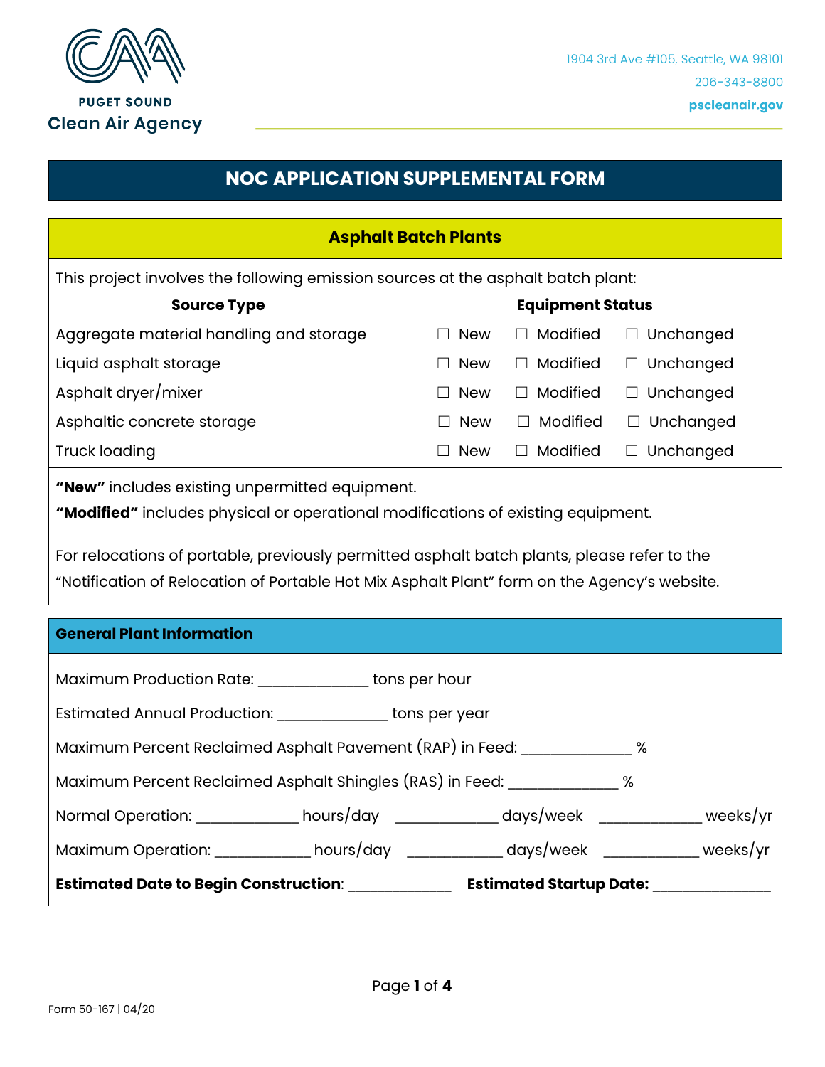PUGET SOUND
Clean Air Agency

1904 3rd Ave #105, Seattle, WA 98101
206-343-8800
pscleanair.gov

# NOC APPLICATION SUPPLEMENTAL FORM

## Asphalt Batch Plants

This project involves the following emission sources at the asphalt batch plant:

| Source Type | Equipment Status | | |
|---|---|---|---|
| Aggregate material handling and storage | ☐ New | ☐ Modified | ☐ Unchanged |
| Liquid asphalt storage | ☐ New | ☐ Modified | ☐ Unchanged |
| Asphalt dryer/mixer | ☐ New | ☐ Modified | ☐ Unchanged |
| Asphaltic concrete storage | ☐ New | ☐ Modified | ☐ Unchanged |
| Truck loading | ☐ New | ☐ Modified | ☐ Unchanged |

**"New"** includes existing unpermitted equipment.

**"Modified"** includes physical or operational modifications of existing equipment.

For relocations of portable, previously permitted asphalt batch plants, please refer to the "Notification of Relocation of Portable Hot Mix Asphalt Plant" form on the Agency's website.

### General Plant Information

Maximum Production Rate: ______________ tons per hour

Estimated Annual Production: ______________ tons per year

Maximum Percent Reclaimed Asphalt Pavement (RAP) in Feed: ______________ %

Maximum Percent Reclaimed Asphalt Shingles (RAS) in Feed: ______________ %

Normal Operation: _____________ hours/day _____________ days/week _____________ weeks/yr

Maximum Operation: ____________ hours/day ____________ days/week ____________ weeks/yr

**Estimated Date to Begin Construction**: _____________ **Estimated Startup Date:** _______________

Form 50-167 | 04/20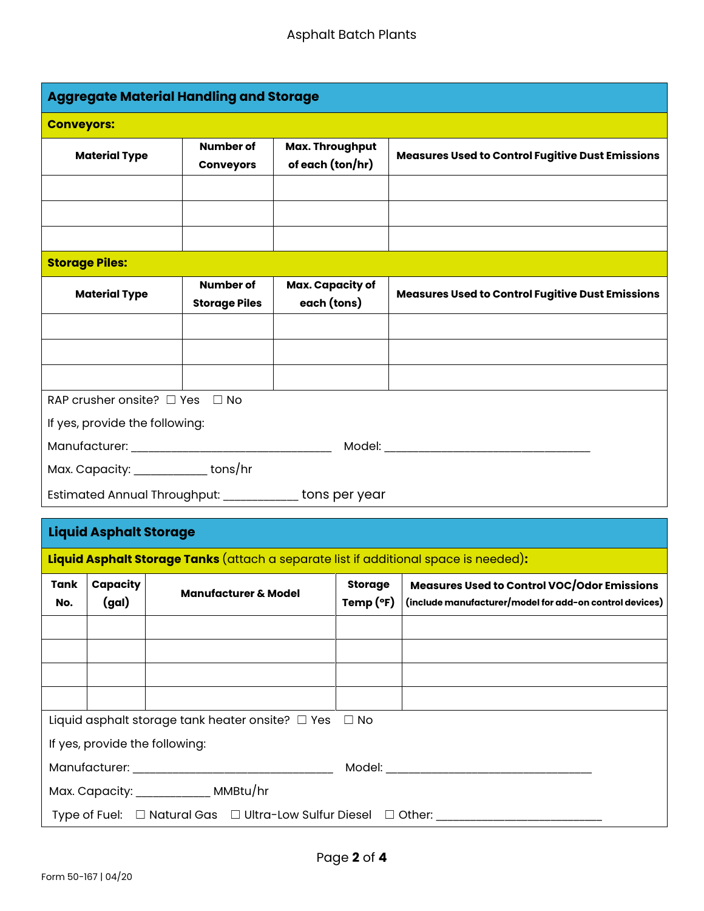## Aggregate Material Handling and Storage

### Conveyors:

| Material Type | Number of Conveyors | Max. Throughput of each (ton/hr) | Measures Used to Control Fugitive Dust Emissions |
|---|---|---|---|
| | | | |
| | | | |
| | | | |

### Storage Piles:

| Material Type | Number of Storage Piles | Max. Capacity of each (tons) | Measures Used to Control Fugitive Dust Emissions |
|---|---|---|---|
| | | | |
| | | | |
| | | | |

RAP crusher onsite? ☐ Yes ☐ No

If yes, provide the following:

Manufacturer: ________________________________ Model: ________________________________

Max. Capacity: ____________ tons/hr

Estimated Annual Throughput: ____________ tons per year

## Liquid Asphalt Storage

### Liquid Asphalt Storage Tanks (attach a separate list if additional space is needed):

| Tank No. | Capacity (gal) | Manufacturer & Model | Storage Temp (°F) | Measures Used to Control VOC/Odor Emissions (include manufacturer/model for add-on control devices) |
|---|---|---|---|---|
| | | | | |
| | | | | |
| | | | | |
| | | | | |

Liquid asphalt storage tank heater onsite? ☐ Yes ☐ No

If yes, provide the following:

Manufacturer: ________________________________ Model: ________________________________

Max. Capacity: ____________ MMBtu/hr

Type of Fuel: ☐ Natural Gas ☐ Ultra-Low Sulfur Diesel ☐ Other: ___________________________

Form 50-167 | 04/20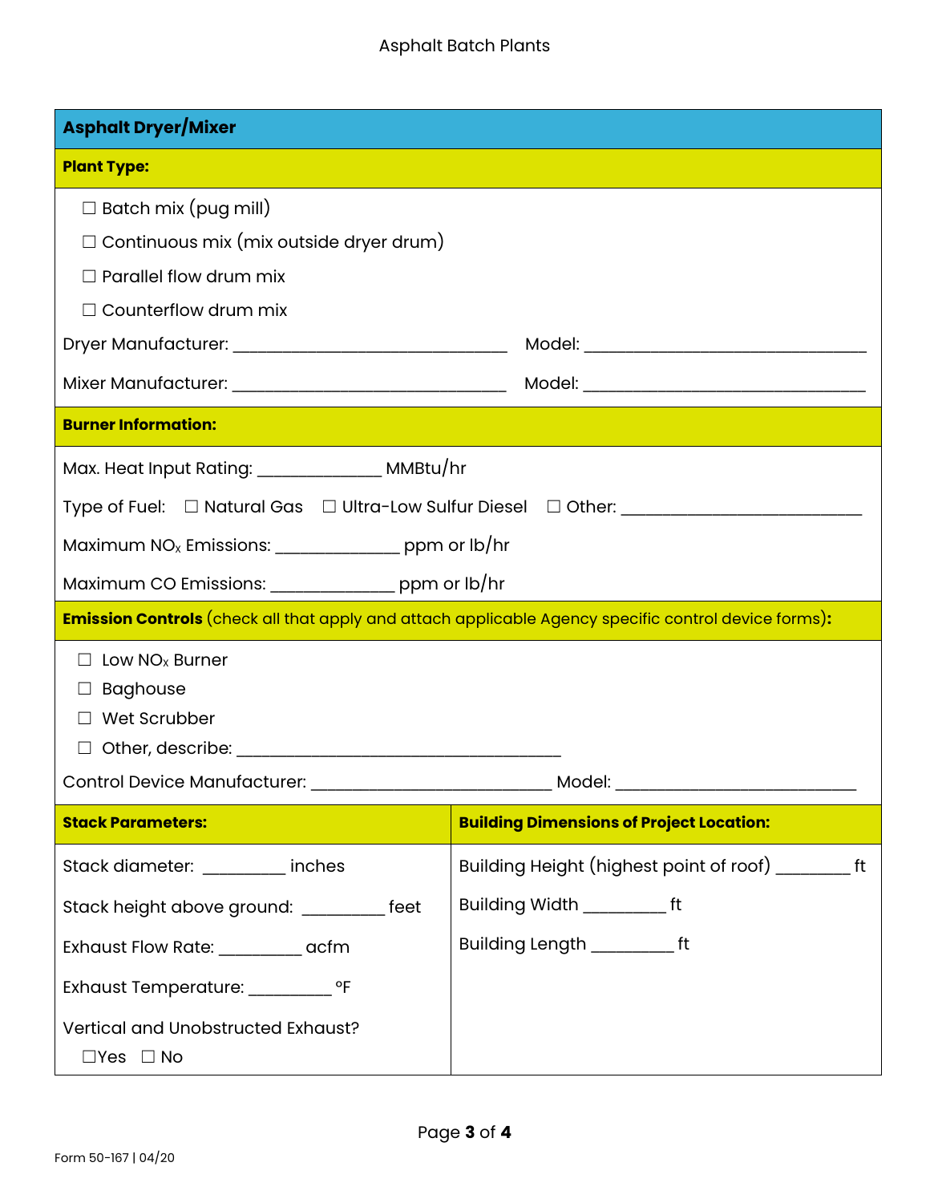# Asphalt Batch Plants

## Asphalt Dryer/Mixer

### Plant Type:

☐ Batch mix (pug mill)

☐ Continuous mix (mix outside dryer drum)

☐ Parallel flow drum mix

☐ Counterflow drum mix

Dryer Manufacturer: ______________________________ Model: ______________________________

Mixer Manufacturer: ______________________________ Model: ______________________________

### Burner Information:

Max. Heat Input Rating: _____________ MMBtu/hr

Type of Fuel: ☐ Natural Gas ☐ Ultra-Low Sulfur Diesel ☐ Other: ________________________

Maximum $NO_x$ Emissions: _____________ ppm or lb/hr

Maximum CO Emissions: _____________ ppm or lb/hr

### Emission Controls (check all that apply and attach applicable Agency specific control device forms):

☐ Low $NO_x$ Burner

☐ Baghouse

☐ Wet Scrubber

☐ Other, describe: ____________________________________

Control Device Manufacturer: __________________________ Model: __________________________

| **Stack Parameters:** | **Building Dimensions of Project Location:** |
|---|---|
| Stack diameter: _________ inches | Building Height (highest point of roof) ________ ft |
| Stack height above ground: _________ feet | Building Width _________ ft |
| Exhaust Flow Rate: _________ acfm | Building Length _________ ft |
| Exhaust Temperature: _________ °F | |
| Vertical and Unobstructed Exhaust? ☐Yes ☐ No | |

Form 50-167 | 04/20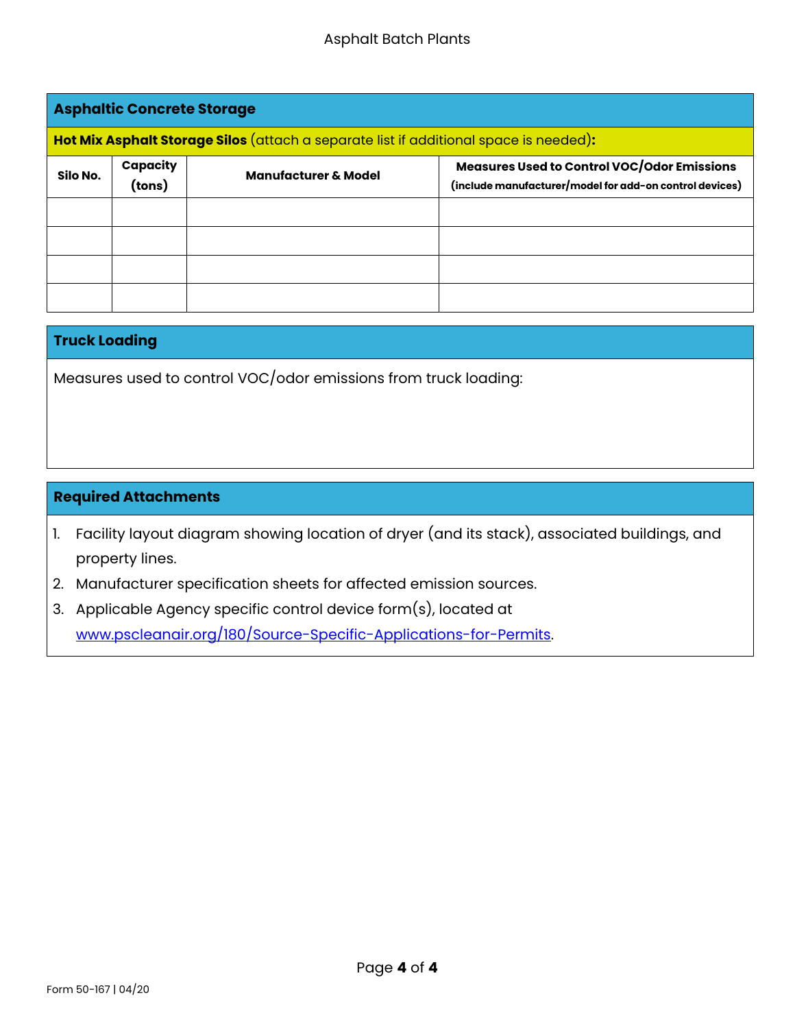## Asphaltic Concrete Storage

**Hot Mix Asphalt Storage Silos** (attach a separate list if additional space is needed)**:**

| Silo No. | Capacity (tons) | Manufacturer & Model | Measures Used to Control VOC/Odor Emissions (include manufacturer/model for add-on control devices) |
|---|---|---|---|
| | | | |
| | | | |
| | | | |
| | | | |

## Truck Loading

Measures used to control VOC/odor emissions from truck loading:

## Required Attachments

1. Facility layout diagram showing location of dryer (and its stack), associated buildings, and property lines.
2. Manufacturer specification sheets for affected emission sources.
3. Applicable Agency specific control device form(s), located at [www.pscleanair.org/180/Source-Specific-Applications-for-Permits](www.pscleanair.org/180/Source-Specific-Applications-for-Permits).